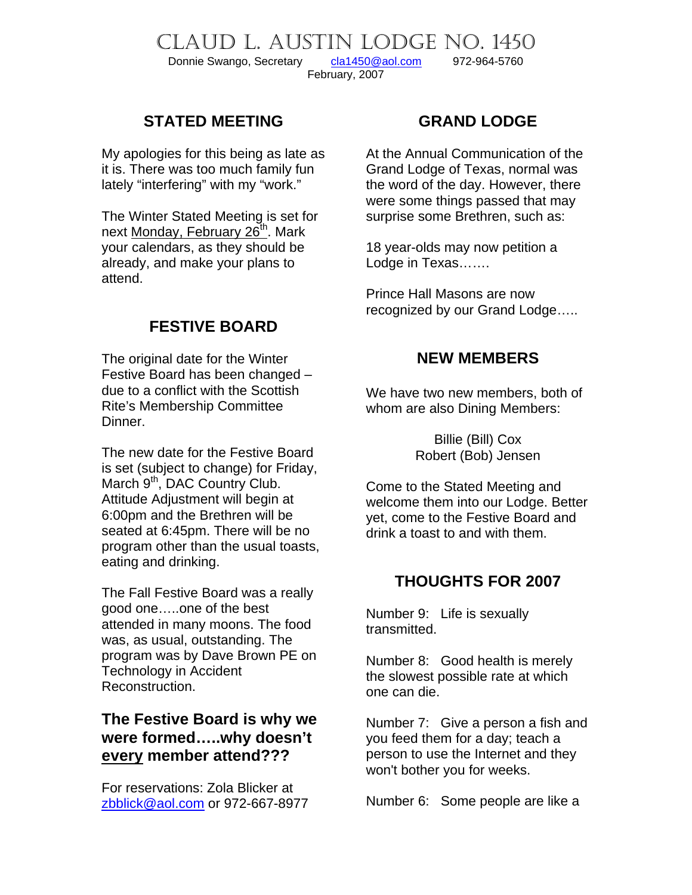# CLAUD L. AUSTIN LODGE NO. 1450

Donnie Swango, Secretary    cla1450@aol.com    972-964-5760

February, 2007

## STATED MEETING

My apologies for this being as late as it is. There was too much family fun lately "interfering" with my "work."

The Winter Stated Meeting is set for next Monday, February 26th. Mark your calendars, as they should be already, and make your plans to attend.

## FESTIVE BOARD

The original date for the Winter Festive Board has been changed – due to a conflict with the Scottish Rite's Membership Committee Dinner.

The new date for the Festive Board is set (subject to change) for Friday, March 9th, DAC Country Club. Attitude Adjustment will begin at 6:00pm and the Brethren will be seated at 6:45pm. There will be no program other than the usual toasts, eating and drinking.

The Fall Festive Board was a really good one…..one of the best attended in many moons. The food was, as usual, outstanding. The program was by Dave Brown PE on Technology in Accident Reconstruction.

**The Festive Board is why we were formed…..why doesn't every member attend???**

For reservations: Zola Blicker at zbblick@aol.com or 972-667-8977

## GRAND LODGE

At the Annual Communication of the Grand Lodge of Texas, normal was the word of the day. However, there were some things passed that may surprise some Brethren, such as:

18 year-olds may now petition a Lodge in Texas…….

Prince Hall Masons are now recognized by our Grand Lodge…..

## NEW MEMBERS

We have two new members, both of whom are also Dining Members:

Billie (Bill) Cox
Robert (Bob) Jensen

Come to the Stated Meeting and welcome them into our Lodge. Better yet, come to the Festive Board and drink a toast to and with them.

## THOUGHTS FOR 2007

Number 9: Life is sexually transmitted.

Number 8: Good health is merely the slowest possible rate at which one can die.

Number 7: Give a person a fish and you feed them for a day; teach a person to use the Internet and they won't bother you for weeks.

Number 6: Some people are like a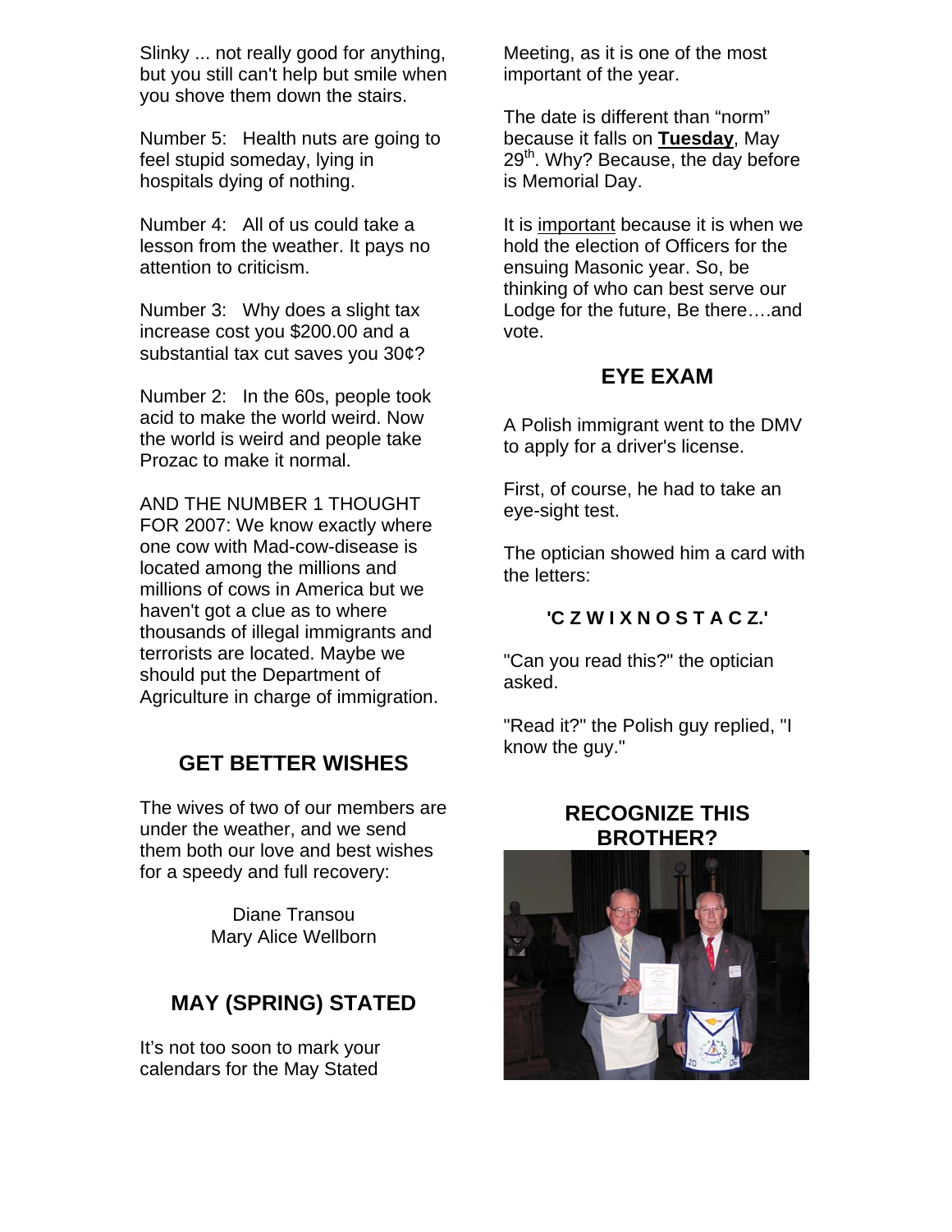Slinky ... not really good for anything, but you still can't help but smile when you shove them down the stairs.

Number 5:   Health nuts are going to feel stupid someday, lying in hospitals dying of nothing.

Number 4:   All of us could take a lesson from the weather. It pays no attention to criticism.

Number 3:   Why does a slight tax increase cost you $200.00 and a substantial tax cut saves you 30¢?

Number 2:   In the 60s, people took acid to make the world weird. Now the world is weird and people take Prozac to make it normal.

AND THE NUMBER 1 THOUGHT FOR 2007: We know exactly where one cow with Mad-cow-disease is located among the millions and millions of cows in America but we haven't got a clue as to where thousands of illegal immigrants and terrorists are located. Maybe we should put the Department of Agriculture in charge of immigration.

## GET BETTER WISHES

The wives of two of our members are under the weather, and we send them both our love and best wishes for a speedy and full recovery:

Diane Transou
Mary Alice Wellborn

## MAY (SPRING) STATED

It's not too soon to mark your calendars for the May Stated Meeting, as it is one of the most important of the year.

The date is different than "norm" because it falls on **Tuesday**, May 29th. Why? Because, the day before is Memorial Day.

It is important because it is when we hold the election of Officers for the ensuing Masonic year. So, be thinking of who can best serve our Lodge for the future, Be there….and vote.

## EYE EXAM

A Polish immigrant went to the DMV to apply for a driver's license.

First, of course, he had to take an eye-sight test.

The optician showed him a card with the letters:

**'C Z W I X N O S T A C Z.'**

"Can you read this?" the optician asked.

"Read it?" the Polish guy replied, "I know the guy."

## RECOGNIZE THIS BROTHER?